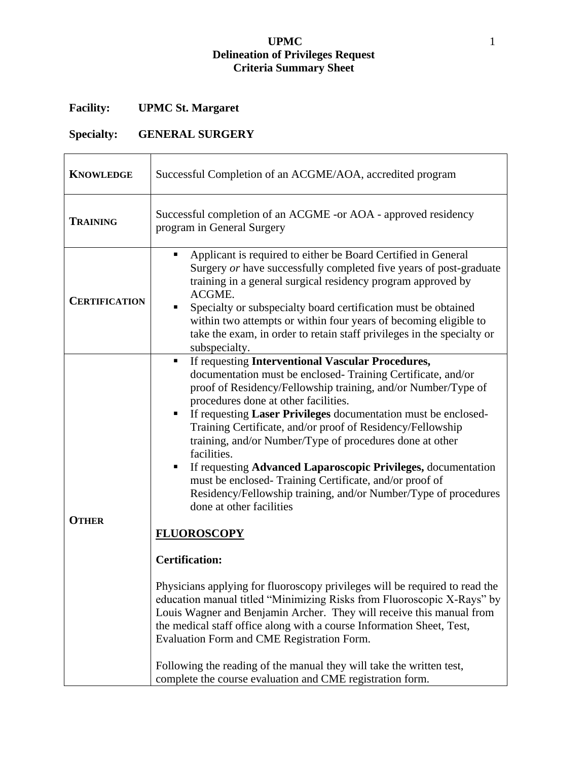**UPMC**
**Delineation of Privileges Request**
**Criteria Summary Sheet**

**Facility:** **UPMC St. Margaret**

**Specialty:** **GENERAL SURGERY**

| | |
|---|---|
| **KNOWLEDGE** | Successful Completion of an ACGME/AOA, accredited program |
| **TRAINING** | Successful completion of an ACGME -or AOA - approved residency program in General Surgery |
| **CERTIFICATION** | ▪ Applicant is required to either be Board Certified in General Surgery *or* have successfully completed five years of post-graduate training in a general surgical residency program approved by ACGME.<br>▪ Specialty or subspecialty board certification must be obtained within two attempts or within four years of becoming eligible to take the exam, in order to retain staff privileges in the specialty or subspecialty. |
| **OTHER** | ▪ If requesting **Interventional Vascular Procedures,** documentation must be enclosed- Training Certificate, and/or proof of Residency/Fellowship training, and/or Number/Type of procedures done at other facilities.<br>▪ If requesting **Laser Privileges** documentation must be enclosed- Training Certificate, and/or proof of Residency/Fellowship training, and/or Number/Type of procedures done at other facilities.<br>▪ If requesting **Advanced Laparoscopic Privileges,** documentation must be enclosed- Training Certificate, and/or proof of Residency/Fellowship training, and/or Number/Type of procedures done at other facilities<br><br>**FLUOROSCOPY**<br><br>**Certification:**<br><br>Physicians applying for fluoroscopy privileges will be required to read the education manual titled "Minimizing Risks from Fluoroscopic X-Rays" by Louis Wagner and Benjamin Archer. They will receive this manual from the medical staff office along with a course Information Sheet, Test, Evaluation Form and CME Registration Form.<br><br>Following the reading of the manual they will take the written test, complete the course evaluation and CME registration form. |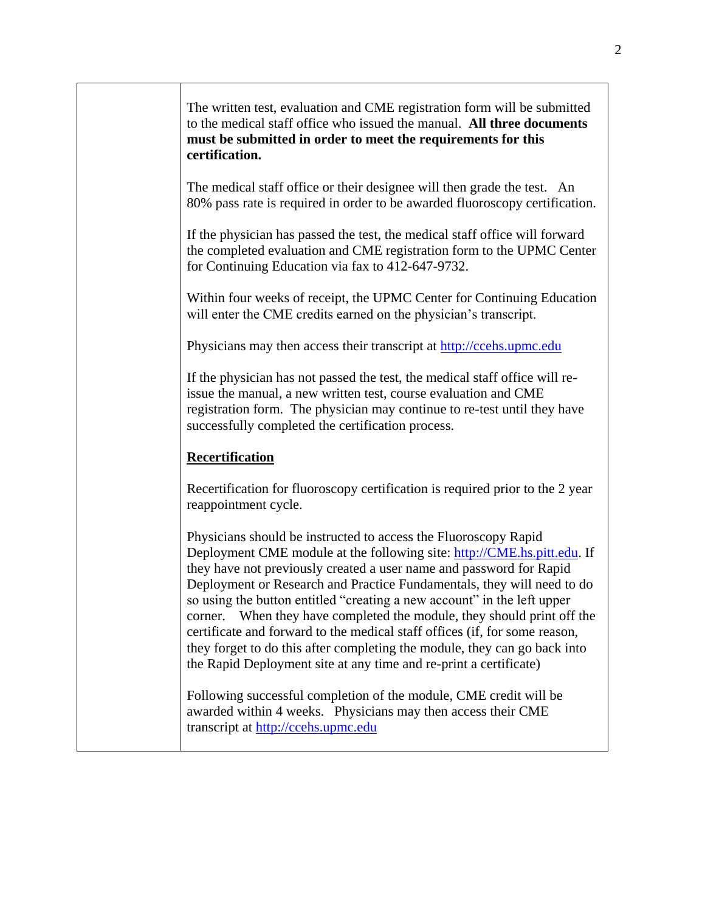The written test, evaluation and CME registration form will be submitted to the medical staff office who issued the manual. **All three documents must be submitted in order to meet the requirements for this certification.**

The medical staff office or their designee will then grade the test. An 80% pass rate is required in order to be awarded fluoroscopy certification.

If the physician has passed the test, the medical staff office will forward the completed evaluation and CME registration form to the UPMC Center for Continuing Education via fax to 412-647-9732.

Within four weeks of receipt, the UPMC Center for Continuing Education will enter the CME credits earned on the physician's transcript.

Physicians may then access their transcript at http://ccehs.upmc.edu

If the physician has not passed the test, the medical staff office will re-issue the manual, a new written test, course evaluation and CME registration form. The physician may continue to re-test until they have successfully completed the certification process.

**Recertification**

Recertification for fluoroscopy certification is required prior to the 2 year reappointment cycle.

Physicians should be instructed to access the Fluoroscopy Rapid Deployment CME module at the following site: http://CME.hs.pitt.edu. If they have not previously created a user name and password for Rapid Deployment or Research and Practice Fundamentals, they will need to do so using the button entitled "creating a new account" in the left upper corner. When they have completed the module, they should print off the certificate and forward to the medical staff offices (if, for some reason, they forget to do this after completing the module, they can go back into the Rapid Deployment site at any time and re-print a certificate)

Following successful completion of the module, CME credit will be awarded within 4 weeks. Physicians may then access their CME transcript at http://ccehs.upmc.edu